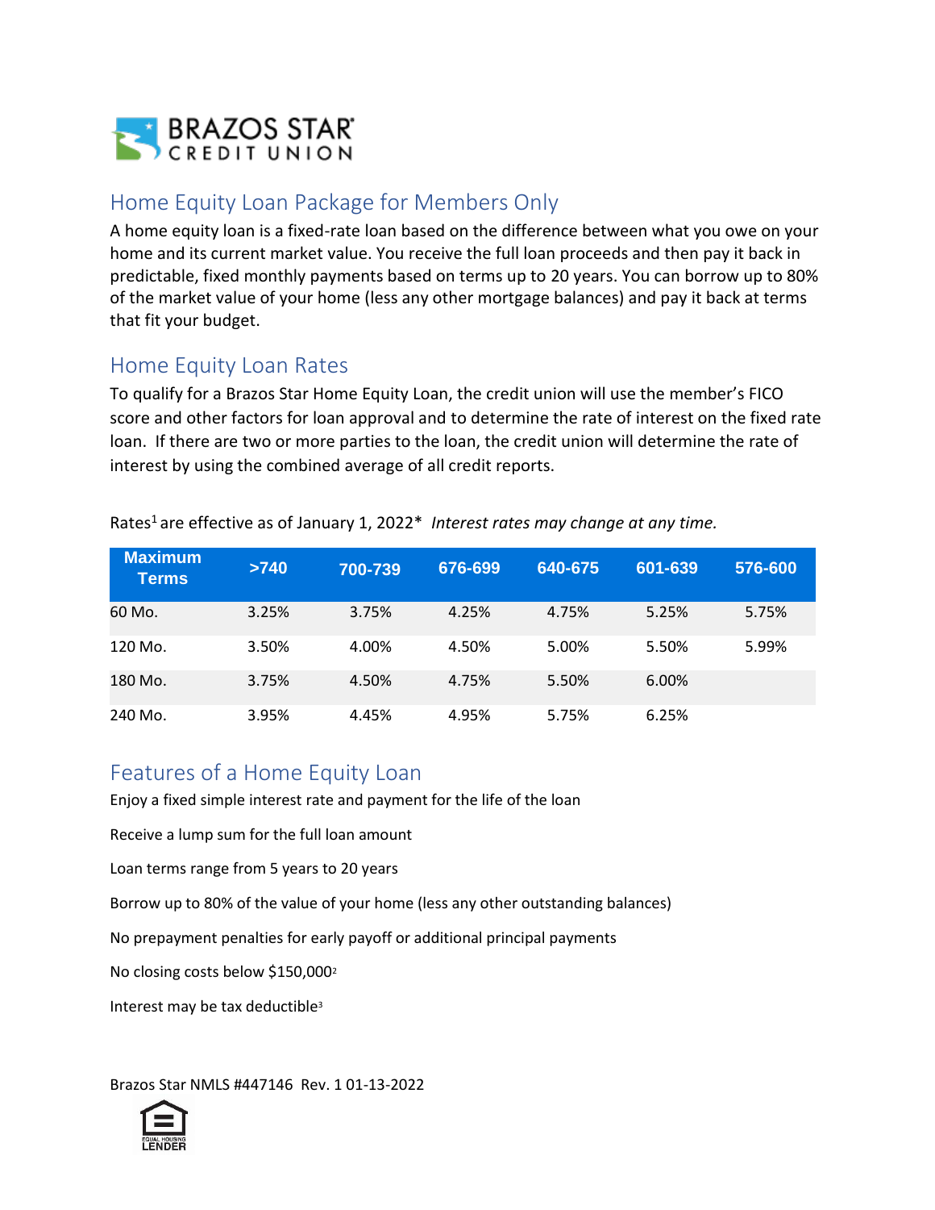BRAZOS STAR CREDIT UNION

## Home Equity Loan Package for Members Only

A home equity loan is a fixed-rate loan based on the difference between what you owe on your home and its current market value. You receive the full loan proceeds and then pay it back in predictable, fixed monthly payments based on terms up to 20 years. You can borrow up to 80% of the market value of your home (less any other mortgage balances) and pay it back at terms that fit your budget.

## Home Equity Loan Rates

To qualify for a Brazos Star Home Equity Loan, the credit union will use the member's FICO score and other factors for loan approval and to determine the rate of interest on the fixed rate loan. If there are two or more parties to the loan, the credit union will determine the rate of interest by using the combined average of all credit reports.

Rates[1] are effective as of January 1, 2022* *Interest rates may change at any time.*

| Maximum Terms | >740 | 700-739 | 676-699 | 640-675 | 601-639 | 576-600 |
|---|---|---|---|---|---|---|
| 60 Mo. | 3.25% | 3.75% | 4.25% | 4.75% | 5.25% | 5.75% |
| 120 Mo. | 3.50% | 4.00% | 4.50% | 5.00% | 5.50% | 5.99% |
| 180 Mo. | 3.75% | 4.50% | 4.75% | 5.50% | 6.00% | |
| 240 Mo. | 3.95% | 4.45% | 4.95% | 5.75% | 6.25% | |

## Features of a Home Equity Loan

Enjoy a fixed simple interest rate and payment for the life of the loan

Receive a lump sum for the full loan amount

Loan terms range from 5 years to 20 years

Borrow up to 80% of the value of your home (less any other outstanding balances)

No prepayment penalties for early payoff or additional principal payments

No closing costs below $150,000[2]

Interest may be tax deductible[3]

Brazos Star NMLS #447146 Rev. 1 01-13-2022

EQUAL HOUSING LENDER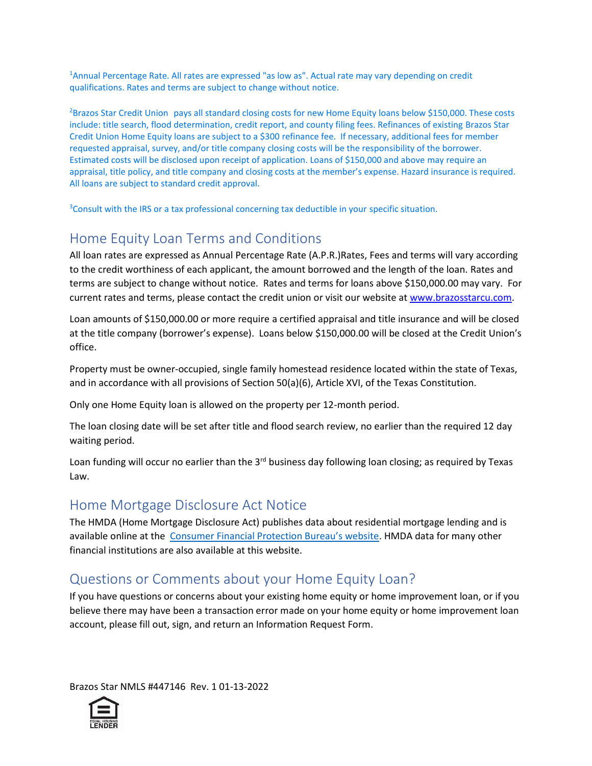[1]Annual Percentage Rate. All rates are expressed "as low as". Actual rate may vary depending on credit qualifications. Rates and terms are subject to change without notice.

[2]Brazos Star Credit Union pays all standard closing costs for new Home Equity loans below $150,000. These costs include: title search, flood determination, credit report, and county filing fees. Refinances of existing Brazos Star Credit Union Home Equity loans are subject to a $300 refinance fee. If necessary, additional fees for member requested appraisal, survey, and/or title company closing costs will be the responsibility of the borrower. Estimated costs will be disclosed upon receipt of application. Loans of $150,000 and above may require an appraisal, title policy, and title company and closing costs at the member's expense. Hazard insurance is required. All loans are subject to standard credit approval.

[3]Consult with the IRS or a tax professional concerning tax deductible in your specific situation.

## Home Equity Loan Terms and Conditions

All loan rates are expressed as Annual Percentage Rate (A.P.R.)Rates, Fees and terms will vary according to the credit worthiness of each applicant, the amount borrowed and the length of the loan. Rates and terms are subject to change without notice. Rates and terms for loans above $150,000.00 may vary. For current rates and terms, please contact the credit union or visit our website at www.brazosstarcu.com.

Loan amounts of $150,000.00 or more require a certified appraisal and title insurance and will be closed at the title company (borrower's expense). Loans below $150,000.00 will be closed at the Credit Union's office.

Property must be owner-occupied, single family homestead residence located within the state of Texas, and in accordance with all provisions of Section 50(a)(6), Article XVI, of the Texas Constitution.

Only one Home Equity loan is allowed on the property per 12-month period.

The loan closing date will be set after title and flood search review, no earlier than the required 12 day waiting period.

Loan funding will occur no earlier than the 3rd business day following loan closing; as required by Texas Law.

## Home Mortgage Disclosure Act Notice

The HMDA (Home Mortgage Disclosure Act) publishes data about residential mortgage lending and is available online at the Consumer Financial Protection Bureau's website. HMDA data for many other financial institutions are also available at this website.

## Questions or Comments about your Home Equity Loan?

If you have questions or concerns about your existing home equity or home improvement loan, or if you believe there may have been a transaction error made on your home equity or home improvement loan account, please fill out, sign, and return an Information Request Form.

Brazos Star NMLS #447146 Rev. 1 01-13-2022

EQUAL HOUSING LENDER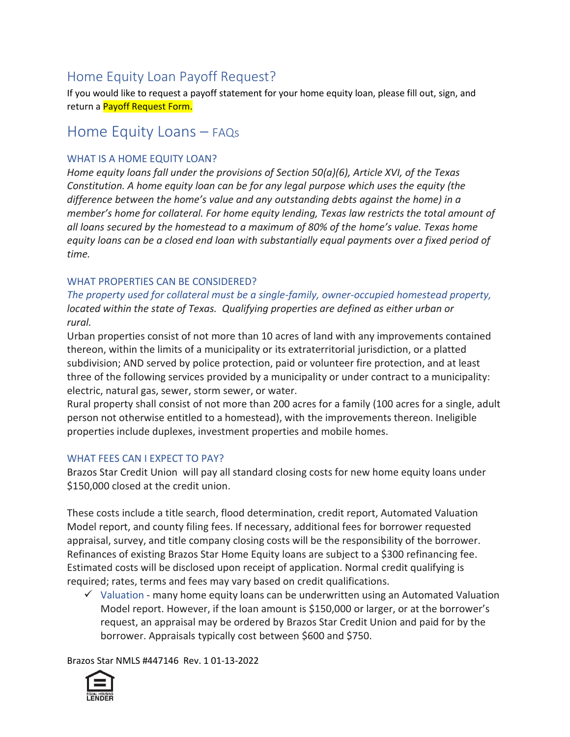## Home Equity Loan Payoff Request?

If you would like to request a payoff statement for your home equity loan, please fill out, sign, and return a Payoff Request Form.

# Home Equity Loans – FAQs

### WHAT IS A HOME EQUITY LOAN?

*Home equity loans fall under the provisions of Section 50(a)(6), Article XVI, of the Texas Constitution. A home equity loan can be for any legal purpose which uses the equity (the difference between the home's value and any outstanding debts against the home) in a member's home for collateral. For home equity lending, Texas law restricts the total amount of all loans secured by the homestead to a maximum of 80% of the home's value. Texas home equity loans can be a closed end loan with substantially equal payments over a fixed period of time.*

### WHAT PROPERTIES CAN BE CONSIDERED?

*The property used for collateral must be a single-family, owner-occupied homestead property, located within the state of Texas. Qualifying properties are defined as either urban or rural.*

Urban properties consist of not more than 10 acres of land with any improvements contained thereon, within the limits of a municipality or its extraterritorial jurisdiction, or a platted subdivision; AND served by police protection, paid or volunteer fire protection, and at least three of the following services provided by a municipality or under contract to a municipality: electric, natural gas, sewer, storm sewer, or water.

Rural property shall consist of not more than 200 acres for a family (100 acres for a single, adult person not otherwise entitled to a homestead), with the improvements thereon. Ineligible properties include duplexes, investment properties and mobile homes.

### WHAT FEES CAN I EXPECT TO PAY?

Brazos Star Credit Union will pay all standard closing costs for new home equity loans under $150,000 closed at the credit union.

These costs include a title search, flood determination, credit report, Automated Valuation Model report, and county filing fees. If necessary, additional fees for borrower requested appraisal, survey, and title company closing costs will be the responsibility of the borrower. Refinances of existing Brazos Star Home Equity loans are subject to a $300 refinancing fee. Estimated costs will be disclosed upon receipt of application. Normal credit qualifying is required; rates, terms and fees may vary based on credit qualifications.

- ✓ Valuation - many home equity loans can be underwritten using an Automated Valuation Model report. However, if the loan amount is $150,000 or larger, or at the borrower's request, an appraisal may be ordered by Brazos Star Credit Union and paid for by the borrower. Appraisals typically cost between $600 and $750.

Brazos Star NMLS #447146 Rev. 1 01-13-2022

EQUAL HOUSING LENDER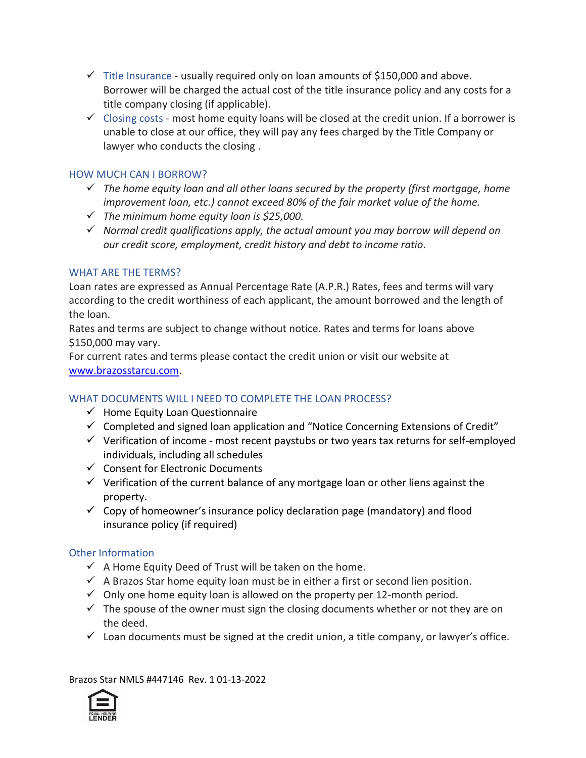- ✓ Title Insurance - usually required only on loan amounts of $150,000 and above. Borrower will be charged the actual cost of the title insurance policy and any costs for a title company closing (if applicable).
- ✓ Closing costs - most home equity loans will be closed at the credit union. If a borrower is unable to close at our office, they will pay any fees charged by the Title Company or lawyer who conducts the closing .

## HOW MUCH CAN I BORROW?

- ✓ *The home equity loan and all other loans secured by the property (first mortgage, home improvement loan, etc.) cannot exceed 80% of the fair market value of the home.*
- ✓ *The minimum home equity loan is $25,000.*
- ✓ *Normal credit qualifications apply, the actual amount you may borrow will depend on our credit score, employment, credit history and debt to income ratio.*

## WHAT ARE THE TERMS?

Loan rates are expressed as Annual Percentage Rate (A.P.R.) Rates, fees and terms will vary according to the credit worthiness of each applicant, the amount borrowed and the length of the loan.

Rates and terms are subject to change without notice. Rates and terms for loans above $150,000 may vary.

For current rates and terms please contact the credit union or visit our website at [www.brazosstarcu.com](http://www.brazosstarcu.com).

## WHAT DOCUMENTS WILL I NEED TO COMPLETE THE LOAN PROCESS?

- ✓ Home Equity Loan Questionnaire
- ✓ Completed and signed loan application and "Notice Concerning Extensions of Credit"
- ✓ Verification of income - most recent paystubs or two years tax returns for self-employed individuals, including all schedules
- ✓ Consent for Electronic Documents
- ✓ Verification of the current balance of any mortgage loan or other liens against the property.
- ✓ Copy of homeowner's insurance policy declaration page (mandatory) and flood insurance policy (if required)

## Other Information

- ✓ A Home Equity Deed of Trust will be taken on the home.
- ✓ A Brazos Star home equity loan must be in either a first or second lien position.
- ✓ Only one home equity loan is allowed on the property per 12-month period.
- ✓ The spouse of the owner must sign the closing documents whether or not they are on the deed.
- ✓ Loan documents must be signed at the credit union, a title company, or lawyer's office.

Brazos Star NMLS #447146 Rev. 1 01-13-2022

EQUAL HOUSING LENDER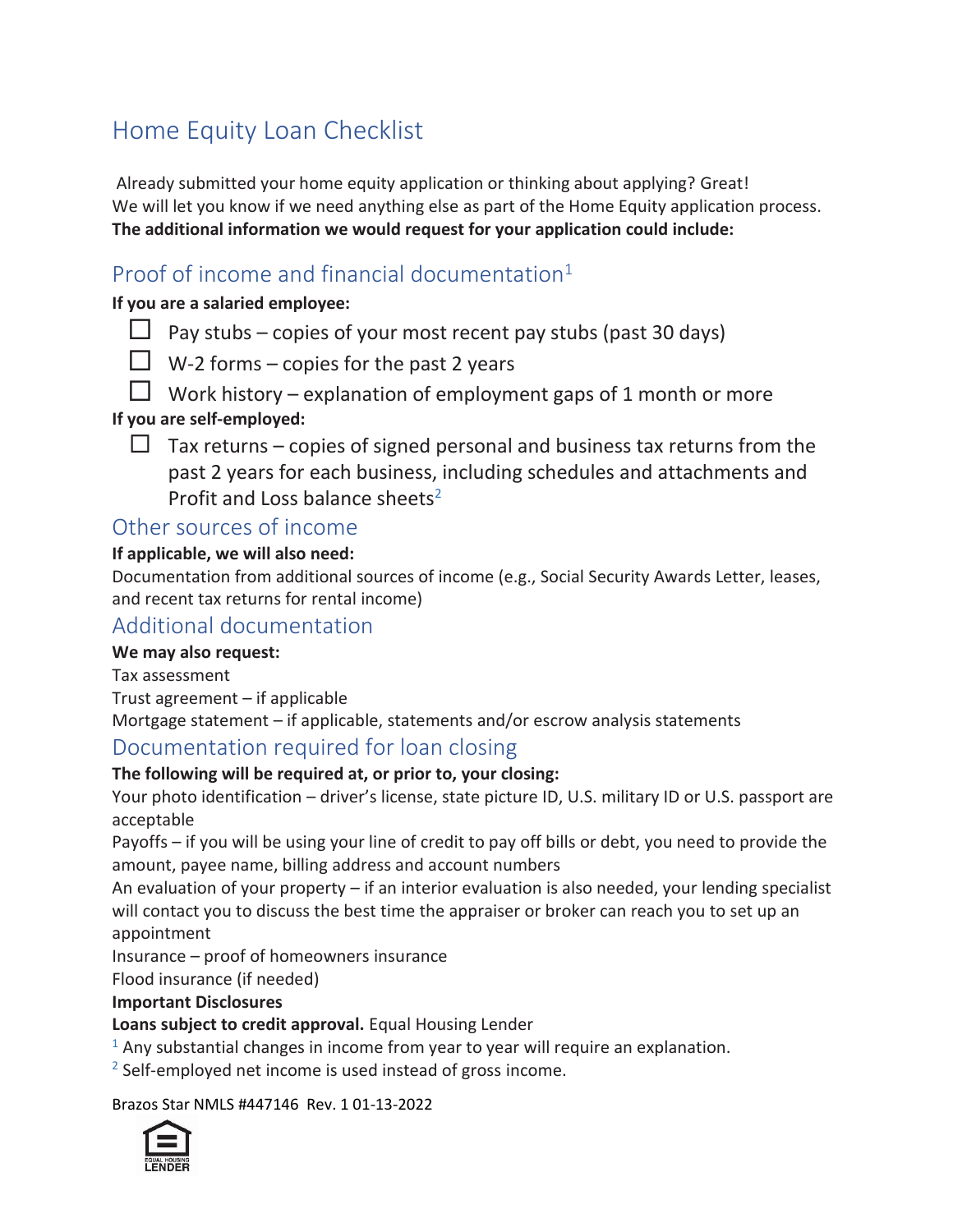# Home Equity Loan Checklist

Already submitted your home equity application or thinking about applying? Great!
We will let you know if we need anything else as part of the Home Equity application process.
**The additional information we would request for your application could include:**

## Proof of income and financial documentation[1]

**If you are a salaried employee:**

- ☐ Pay stubs – copies of your most recent pay stubs (past 30 days)
- ☐ W-2 forms – copies for the past 2 years
- ☐ Work history – explanation of employment gaps of 1 month or more

**If you are self-employed:**

- ☐ Tax returns – copies of signed personal and business tax returns from the past 2 years for each business, including schedules and attachments and Profit and Loss balance sheets[2]

## Other sources of income

**If applicable, we will also need:**

Documentation from additional sources of income (e.g., Social Security Awards Letter, leases, and recent tax returns for rental income)

## Additional documentation

**We may also request:**

Tax assessment
Trust agreement – if applicable
Mortgage statement – if applicable, statements and/or escrow analysis statements

## Documentation required for loan closing

**The following will be required at, or prior to, your closing:**

Your photo identification – driver's license, state picture ID, U.S. military ID or U.S. passport are acceptable
Payoffs – if you will be using your line of credit to pay off bills or debt, you need to provide the amount, payee name, billing address and account numbers
An evaluation of your property – if an interior evaluation is also needed, your lending specialist will contact you to discuss the best time the appraiser or broker can reach you to set up an appointment
Insurance – proof of homeowners insurance
Flood insurance (if needed)

**Important Disclosures**

**Loans subject to credit approval.** Equal Housing Lender

[1] Any substantial changes in income from year to year will require an explanation.
[2] Self-employed net income is used instead of gross income.

Brazos Star NMLS #447146 Rev. 1 01-13-2022

EQUAL HOUSING LENDER